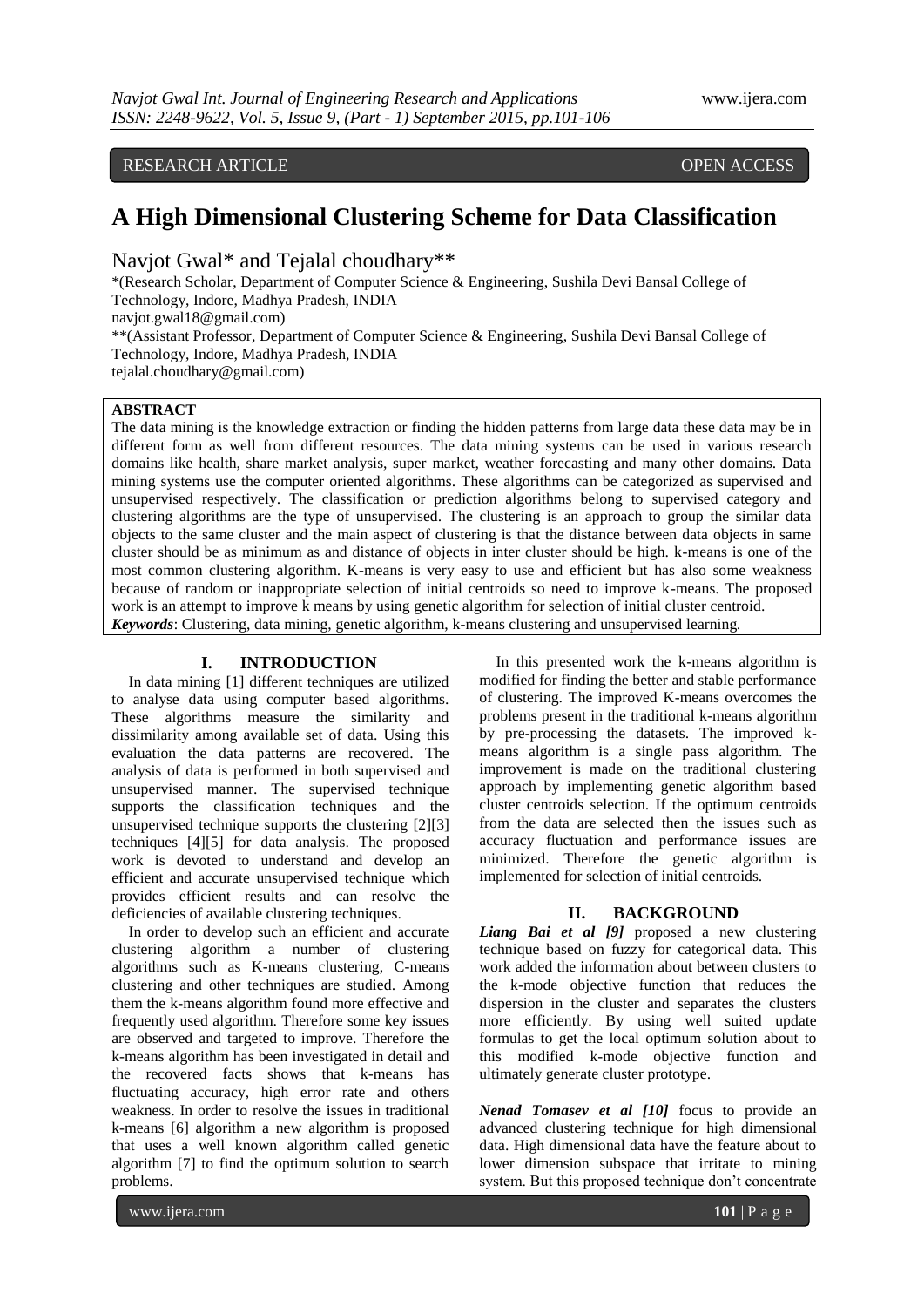RESEARCH ARTICLE OPEN ACCESS

# A High Dimensional Clustering Scheme for Data Classification

Navjot Gwal* and Tejalal choudhary**

*(Research Scholar, Department of Computer Science & Engineering, Sushila Devi Bansal College of Technology, Indore, Madhya Pradesh, INDIA
navjot.gwal18@gmail.com)
**(Assistant Professor, Department of Computer Science & Engineering, Sushila Devi Bansal College of Technology, Indore, Madhya Pradesh, INDIA
tejalal.choudhary@gmail.com)

**ABSTRACT**

The data mining is the knowledge extraction or finding the hidden patterns from large data these data may be in different form as well from different resources. The data mining systems can be used in various research domains like health, share market analysis, super market, weather forecasting and many other domains. Data mining systems use the computer oriented algorithms. These algorithms can be categorized as supervised and unsupervised respectively. The classification or prediction algorithms belong to supervised category and clustering algorithms are the type of unsupervised. The clustering is an approach to group the similar data objects to the same cluster and the main aspect of clustering is that the distance between data objects in same cluster should be as minimum as and distance of objects in inter cluster should be high. k-means is one of the most common clustering algorithm. K-means is very easy to use and efficient but has also some weakness because of random or inappropriate selection of initial centroids so need to improve k-means. The proposed work is an attempt to improve k means by using genetic algorithm for selection of initial cluster centroid.

***Keywords***: Clustering, data mining, genetic algorithm, k-means clustering and unsupervised learning.

## I. INTRODUCTION

In data mining [1] different techniques are utilized to analyse data using computer based algorithms. These algorithms measure the similarity and dissimilarity among available set of data. Using this evaluation the data patterns are recovered. The analysis of data is performed in both supervised and unsupervised manner. The supervised technique supports the classification techniques and the unsupervised technique supports the clustering [2][3] techniques [4][5] for data analysis. The proposed work is devoted to understand and develop an efficient and accurate unsupervised technique which provides efficient results and can resolve the deficiencies of available clustering techniques.

In order to develop such an efficient and accurate clustering algorithm a number of clustering algorithms such as K-means clustering, C-means clustering and other techniques are studied. Among them the k-means algorithm found more effective and frequently used algorithm. Therefore some key issues are observed and targeted to improve. Therefore the k-means algorithm has been investigated in detail and the recovered facts shows that k-means has fluctuating accuracy, high error rate and others weakness. In order to resolve the issues in traditional k-means [6] algorithm a new algorithm is proposed that uses a well known algorithm called genetic algorithm [7] to find the optimum solution to search problems.

In this presented work the k-means algorithm is modified for finding the better and stable performance of clustering. The improved K-means overcomes the problems present in the traditional k-means algorithm by pre-processing the datasets. The improved k-means algorithm is a single pass algorithm. The improvement is made on the traditional clustering approach by implementing genetic algorithm based cluster centroids selection. If the optimum centroids from the data are selected then the issues such as accuracy fluctuation and performance issues are minimized. Therefore the genetic algorithm is implemented for selection of initial centroids.

## II. BACKGROUND

***Liang Bai et al [9]*** proposed a new clustering technique based on fuzzy for categorical data. This work added the information about between clusters to the k-mode objective function that reduces the dispersion in the cluster and separates the clusters more efficiently. By using well suited update formulas to get the local optimum solution about to this modified k-mode objective function and ultimately generate cluster prototype.

***Nenad Tomasev et al [10]*** focus to provide an advanced clustering technique for high dimensional data. High dimensional data have the feature about to lower dimension subspace that irritate to mining system. But this proposed technique don't concentrate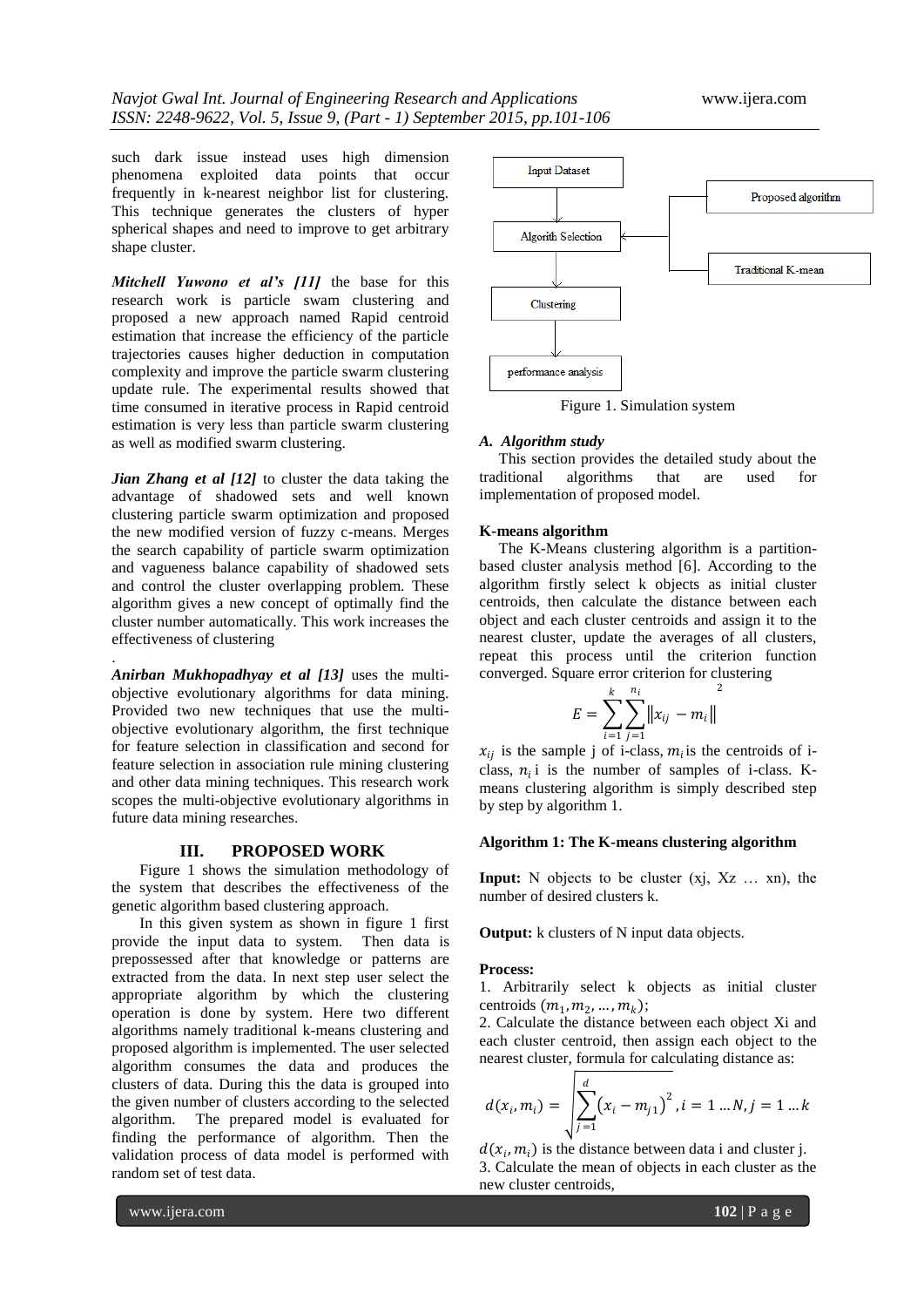such dark issue instead uses high dimension phenomena exploited data points that occur frequently in k-nearest neighbor list for clustering. This technique generates the clusters of hyper spherical shapes and need to improve to get arbitrary shape cluster.

***Mitchell Yuwono et al's [11]*** the base for this research work is particle swam clustering and proposed a new approach named Rapid centroid estimation that increase the efficiency of the particle trajectories causes higher deduction in computation complexity and improve the particle swarm clustering update rule. The experimental results showed that time consumed in iterative process in Rapid centroid estimation is very less than particle swarm clustering as well as modified swarm clustering.

***Jian Zhang et al [12]*** to cluster the data taking the advantage of shadowed sets and well known clustering particle swarm optimization and proposed the new modified version of fuzzy c-means. Merges the search capability of particle swarm optimization and vagueness balance capability of shadowed sets and control the cluster overlapping problem. These algorithm gives a new concept of optimally find the cluster number automatically. This work increases the effectiveness of clustering

.

***Anirban Mukhopadhyay et al [13]*** uses the multi-objective evolutionary algorithms for data mining. Provided two new techniques that use the multi-objective evolutionary algorithm, the first technique for feature selection in classification and second for feature selection in association rule mining clustering and other data mining techniques. This research work scopes the multi-objective evolutionary algorithms in future data mining researches.

## III. PROPOSED WORK

Figure 1 shows the simulation methodology of the system that describes the effectiveness of the genetic algorithm based clustering approach.

In this given system as shown in figure 1 first provide the input data to system. Then data is prepossessed after that knowledge or patterns are extracted from the data. In next step user select the appropriate algorithm by which the clustering operation is done by system. Here two different algorithms namely traditional k-means clustering and proposed algorithm is implemented. The user selected algorithm consumes the data and produces the clusters of data. During this the data is grouped into the given number of clusters according to the selected algorithm. The prepared model is evaluated for finding the performance of algorithm. Then the validation process of data model is performed with random set of test data.

Input Dataset → Algorith Selection ← (Proposed algorithm / Traditional K-mean) → Clustering → performance analysis

Figure 1. Simulation system

### *A. Algorithm study*

This section provides the detailed study about the traditional algorithms that are used for implementation of proposed model.

### K-means algorithm

The K-Means clustering algorithm is a partition-based cluster analysis method [6]. According to the algorithm firstly select k objects as initial cluster centroids, then calculate the distance between each object and each cluster centroids and assign it to the nearest cluster, update the averages of all clusters, repeat this process until the criterion function converged. Square error criterion for clustering

$$E = \sum_{i=1}^{k} \sum_{j=1}^{n_i} \left\| x_{ij} - m_i \right\|^2$$

$x_{ij}$ is the sample j of i-class, $m_i$ is the centroids of i-class, $n_i$ i is the number of samples of i-class. K-means clustering algorithm is simply described step by step by algorithm 1.

**Algorithm 1: The K-means clustering algorithm**

**Input:** N objects to be cluster (xj, Xz … xn), the number of desired clusters k.

**Output:** k clusters of N input data objects.

**Process:**

1. Arbitrarily select k objects as initial cluster centroids $(m_1, m_2, \ldots, m_k)$;
2. Calculate the distance between each object Xi and each cluster centroid, then assign each object to the nearest cluster, formula for calculating distance as:

$$d(x_i, m_i) = \sqrt{\sum_{j=1}^{d} (x_i - m_{j1})^2}, i = 1 \ldots N, j = 1 \ldots k$$

$d(x_i, m_i)$ is the distance between data i and cluster j.

3. Calculate the mean of objects in each cluster as the new cluster centroids,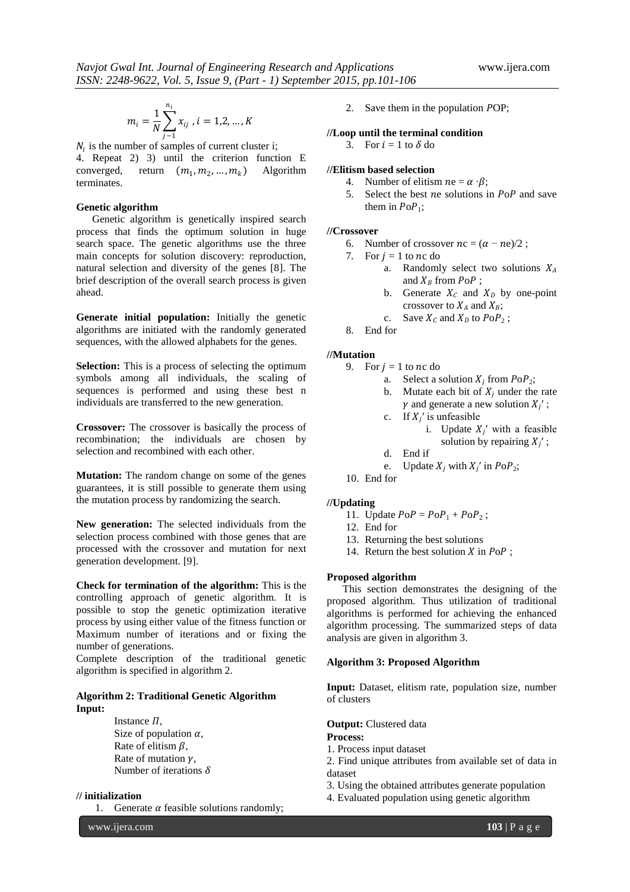$$m_i = \frac{1}{N}\sum_{j-1}^{n_i} x_{ij}\ , i = 1,2, \ldots, K$$

$N_i$ is the number of samples of current cluster i;

4. Repeat 2) 3) until the criterion function E converged, return $(m_1, m_2, \ldots, m_k)$ Algorithm terminates.

**Genetic algorithm**

Genetic algorithm is genetically inspired search process that finds the optimum solution in huge search space. The genetic algorithms use the three main concepts for solution discovery: reproduction, natural selection and diversity of the genes [8]. The brief description of the overall search process is given ahead.

**Generate initial population:** Initially the genetic algorithms are initiated with the randomly generated sequences, with the allowed alphabets for the genes.

**Selection:** This is a process of selecting the optimum symbols among all individuals, the scaling of sequences is performed and using these best n individuals are transferred to the new generation.

**Crossover:** The crossover is basically the process of recombination; the individuals are chosen by selection and recombined with each other.

**Mutation:** The random change on some of the genes guarantees, it is still possible to generate them using the mutation process by randomizing the search.

**New generation:** The selected individuals from the selection process combined with those genes that are processed with the crossover and mutation for next generation development. [9].

**Check for termination of the algorithm:** This is the controlling approach of genetic algorithm. It is possible to stop the genetic optimization iterative process by using either value of the fitness function or Maximum number of iterations and or fixing the number of generations.

Complete description of the traditional genetic algorithm is specified in algorithm 2.

**Algorithm 2: Traditional Genetic Algorithm**
**Input:**

Instance $\Pi$,
Size of population $\alpha$,
Rate of elitism $\beta$,
Rate of mutation $\gamma$,
Number of iterations $\delta$

**// initialization**

1. Generate $\alpha$ feasible solutions randomly;
2. Save them in the population $POP$;

**//Loop until the terminal condition**

3. For $i = 1$ to $\delta$ do

**//Elitism based selection**

4. Number of elitism $ne = \alpha \cdot \beta$;
5. Select the best $ne$ solutions in $PoP$ and save them in $PoP_1$;

**//Crossover**

6. Number of crossover $nc = (\alpha - ne)/2$ ;
7. For $j = 1$ to $nc$ do
   a. Randomly select two solutions $X_A$ and $X_B$ from $PoP$ ;
   b. Generate $X_C$ and $X_D$ by one-point crossover to $X_A$ and $X_B$;
   c. Save $X_C$ and $X_D$ to $PoP_2$ ;
8. End for

**//Mutation**

9. For $j = 1$ to $nc$ do
   a. Select a solution $X_j$ from $PoP_2$;
   b. Mutate each bit of $X_j$ under the rate $\gamma$ and generate a new solution $X_j'$ ;
   c. If $X_j'$ is unfeasible
      i. Update $X_j'$ with a feasible solution by repairing $X_j'$ ;
   d. End if
   e. Update $X_j$ with $X_j'$ in $PoP_2$;
10. End for

**//Updating**

11. Update $PoP = PoP_1 + PoP_2$ ;
12. End for
13. Returning the best solutions
14. Return the best solution $X$ in $PoP$ ;

**Proposed algorithm**

This section demonstrates the designing of the proposed algorithm. Thus utilization of traditional algorithms is performed for achieving the enhanced algorithm processing. The summarized steps of data analysis are given in algorithm 3.

**Algorithm 3: Proposed Algorithm**

**Input:** Dataset, elitism rate, population size, number of clusters

**Output:** Clustered data
**Process:**

1. Process input dataset
2. Find unique attributes from available set of data in dataset
3. Using the obtained attributes generate population
4. Evaluated population using genetic algorithm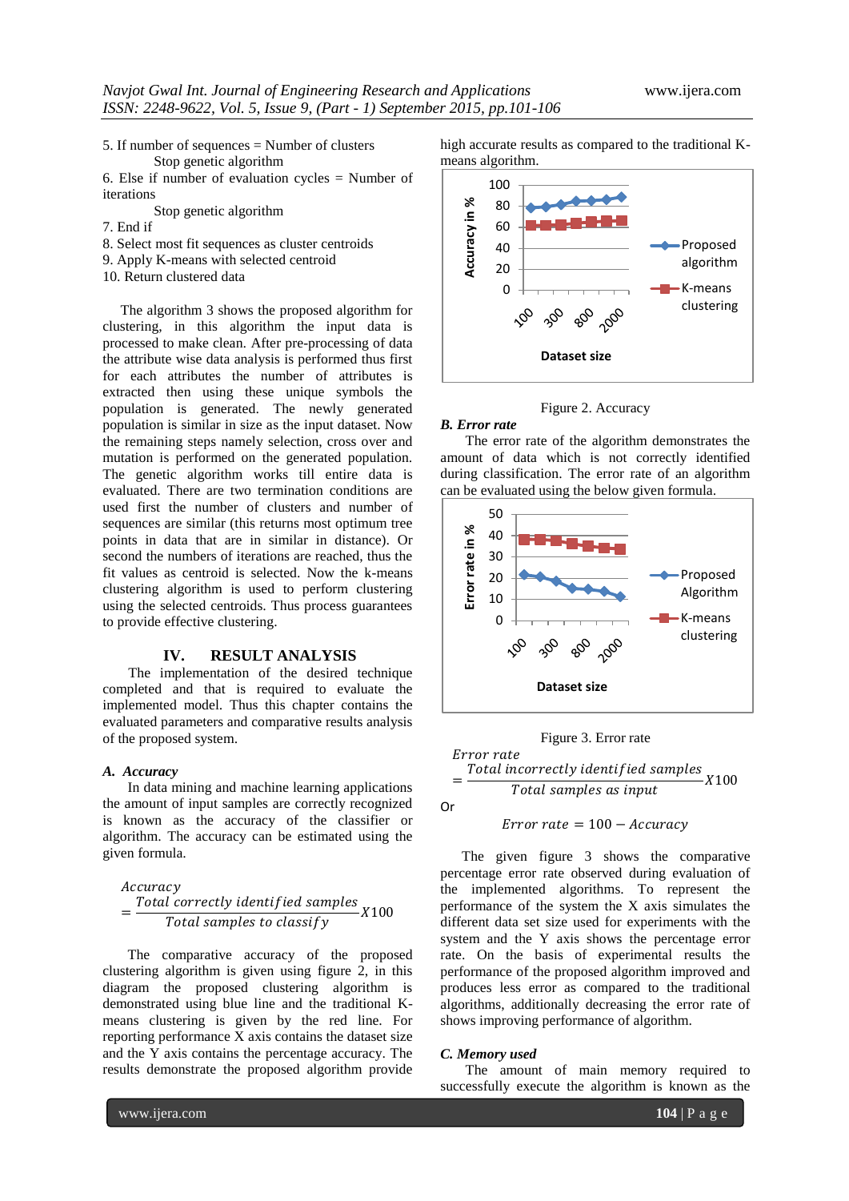5. If number of sequences = Number of clusters
   Stop genetic algorithm
6. Else if number of evaluation cycles = Number of iterations
   Stop genetic algorithm
7. End if
8. Select most fit sequences as cluster centroids
9. Apply K-means with selected centroid
10. Return clustered data

The algorithm 3 shows the proposed algorithm for clustering, in this algorithm the input data is processed to make clean. After pre-processing of data the attribute wise data analysis is performed thus first for each attributes the number of attributes is extracted then using these unique symbols the population is generated. The newly generated population is similar in size as the input dataset. Now the remaining steps namely selection, cross over and mutation is performed on the generated population. The genetic algorithm works till entire data are evaluated. There are two termination conditions are used first the number of clusters and number of sequences are similar (this returns most optimum tree points in data that are in similar in distance). Or second the numbers of iterations are reached, thus the fit values as centroid is selected. Now the k-means clustering algorithm is used to perform clustering using the selected centroids. Thus process guarantees to provide effective clustering.

## IV. RESULT ANALYSIS

The implementation of the desired technique completed and that is required to evaluate the implemented model. Thus this chapter contains the evaluated parameters and comparative results analysis of the proposed system.

### A. *Accuracy*

In data mining and machine learning applications the amount of input samples are correctly recognized is known as the accuracy of the classifier or algorithm. The accuracy can be estimated using the given formula.

$$Accuracy = \frac{Total\ correctly\ identified\ samples}{Total\ samples\ to\ classify} X100$$

The comparative accuracy of the proposed clustering algorithm is given using figure 2, in this diagram the proposed clustering algorithm is demonstrated using blue line and the traditional K-means clustering is given by the red line. For reporting performance X axis contains the dataset size and the Y axis contains the percentage accuracy. The results demonstrate the proposed algorithm provide high accurate results as compared to the traditional K-means algorithm.

Figure 2. Accuracy

### B. *Error rate*

The error rate of the algorithm demonstrates the amount of data which is not correctly identified during classification. The error rate of an algorithm can be evaluated using the below given formula.

Figure 3. Error rate

$$Error\ rate = \frac{Total\ incorrectly\ identified\ samples}{Total\ samples\ as\ input} X100$$

Or

$$Error\ rate = 100 - Accuracy$$

The given figure 3 shows the comparative percentage error rate observed during evaluation of the implemented algorithms. To represent the performance of the system the X axis simulates the different data set size used for experiments with the system and the Y axis shows the percentage error rate. On the basis of experimental results the performance of the proposed algorithm improved and produces less error as compared to the traditional algorithms, additionally decreasing the error rate of shows improving performance of algorithm.

### C. *Memory used*

The amount of main memory required to successfully execute the algorithm is known as the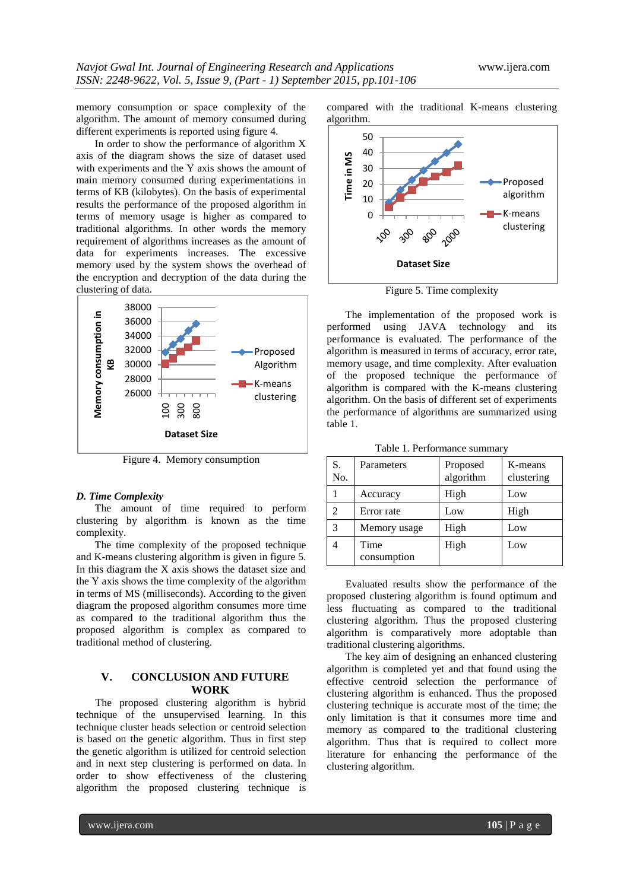memory consumption or space complexity of the algorithm. The amount of memory consumed during different experiments is reported using figure 4.

In order to show the performance of algorithm X axis of the diagram shows the size of dataset used with experiments and the Y axis shows the amount of main memory consumed during experimentations in terms of KB (kilobytes). On the basis of experimental results the performance of the proposed algorithm in terms of memory usage is higher as compared to traditional algorithms. In other words the memory requirement of algorithms increases as the amount of data for experiments increases. The excessive memory used by the system shows the overhead of the encryption and decryption of the data during the clustering of data.

Figure 4. Memory consumption

### D. *Time Complexity*

The amount of time required to perform clustering by algorithm is known as the time complexity.

The time complexity of the proposed technique and K-means clustering algorithm is given in figure 5. In this diagram the X axis shows the dataset size and the Y axis shows the time complexity of the algorithm in terms of MS (milliseconds). According to the given diagram the proposed algorithm consumes more time as compared to the traditional algorithm thus the proposed algorithm is complex as compared to traditional method of clustering.

## V. CONCLUSION AND FUTURE WORK

The proposed clustering algorithm is hybrid technique of the unsupervised learning. In this technique cluster heads selection or centroid selection is based on the genetic algorithm. Thus in first step the genetic algorithm is utilized for centroid selection and in next step clustering is performed on data. In order to show effectiveness of the clustering algorithm the proposed clustering technique is compared with the traditional K-means clustering algorithm.

Figure 5. Time complexity

The implementation of the proposed work is performed using JAVA technology and its performance is evaluated. The performance of the algorithm is measured in terms of accuracy, error rate, memory usage, and time complexity. After evaluation of the proposed technique the performance of algorithm is compared with the K-means clustering algorithm. On the basis of different set of experiments the performance of algorithms are summarized using table 1.

Table 1. Performance summary

| S. No. | Parameters | Proposed algorithm | K-means clustering |
|---|---|---|---|
| 1 | Accuracy | High | Low |
| 2 | Error rate | Low | High |
| 3 | Memory usage | High | Low |
| 4 | Time consumption | High | Low |

Evaluated results show the performance of the proposed clustering algorithm is found optimum and less fluctuating as compared to the traditional clustering algorithm. Thus the proposed clustering algorithm is comparatively more adoptable than traditional clustering algorithms.

The key aim of designing an enhanced clustering algorithm is completed yet and that found using the effective centroid selection the performance of clustering algorithm is enhanced. Thus the proposed clustering technique is accurate most of the time; the only limitation is that it consumes more time and memory as compared to the traditional clustering algorithm. Thus that is required to collect more literature for enhancing the performance of the clustering algorithm.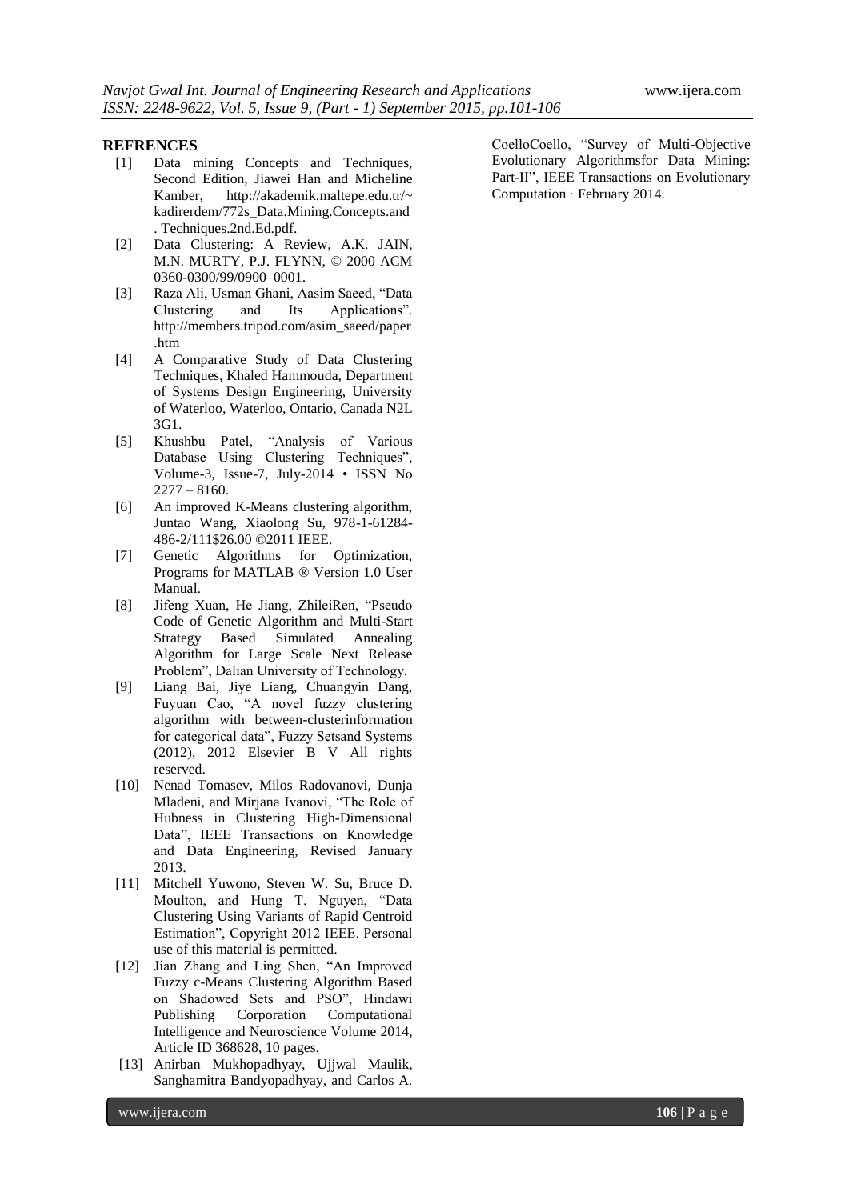## REFRENCES

[1] Data mining Concepts and Techniques, Second Edition, Jiawei Han and Micheline Kamber, http://akademik.maltepe.edu.tr/~kadirerdem/772s_Data.Mining.Concepts.and. Techniques.2nd.Ed.pdf.

[2] Data Clustering: A Review, A.K. JAIN, M.N. MURTY, P.J. FLYNN, © 2000 ACM 0360-0300/99/0900–0001.

[3] Raza Ali, Usman Ghani, Aasim Saeed, "Data Clustering and Its Applications". http://members.tripod.com/asim_saeed/paper.htm

[4] A Comparative Study of Data Clustering Techniques, Khaled Hammouda, Department of Systems Design Engineering, University of Waterloo, Waterloo, Ontario, Canada N2L 3G1.

[5] Khushbu Patel, "Analysis of Various Database Using Clustering Techniques", Volume-3, Issue-7, July-2014 • ISSN No 2277 – 8160.

[6] An improved K-Means clustering algorithm, Juntao Wang, Xiaolong Su, 978-1-61284-486-2/111$26.00 ©2011 IEEE.

[7] Genetic Algorithms for Optimization, Programs for MATLAB ® Version 1.0 User Manual.

[8] Jifeng Xuan, He Jiang, ZhileiRen, "Pseudo Code of Genetic Algorithm and Multi-Start Strategy Based Simulated Annealing Algorithm for Large Scale Next Release Problem", Dalian University of Technology.

[9] Liang Bai, Jiye Liang, Chuangyin Dang, Fuyuan Cao, "A novel fuzzy clustering algorithm with between-clusterinformation for categorical data", Fuzzy Setsand Systems (2012), 2012 Elsevier B V All rights reserved.

[10] Nenad Tomasev, Milos Radovanovi, Dunja Mladeni, and Mirjana Ivanovi, "The Role of Hubness in Clustering High-Dimensional Data", IEEE Transactions on Knowledge and Data Engineering, Revised January 2013.

[11] Mitchell Yuwono, Steven W. Su, Bruce D. Moulton, and Hung T. Nguyen, "Data Clustering Using Variants of Rapid Centroid Estimation", Copyright 2012 IEEE. Personal use of this material is permitted.

[12] Jian Zhang and Ling Shen, "An Improved Fuzzy c-Means Clustering Algorithm Based on Shadowed Sets and PSO", Hindawi Publishing Corporation Computational Intelligence and Neuroscience Volume 2014, Article ID 368628, 10 pages.

[13] Anirban Mukhopadhyay, Ujjwal Maulik, Sanghamitra Bandyopadhyay, and Carlos A. CoelloCoello, "Survey of Multi-Objective Evolutionary Algorithmsfor Data Mining: Part-II", IEEE Transactions on Evolutionary Computation · February 2014.